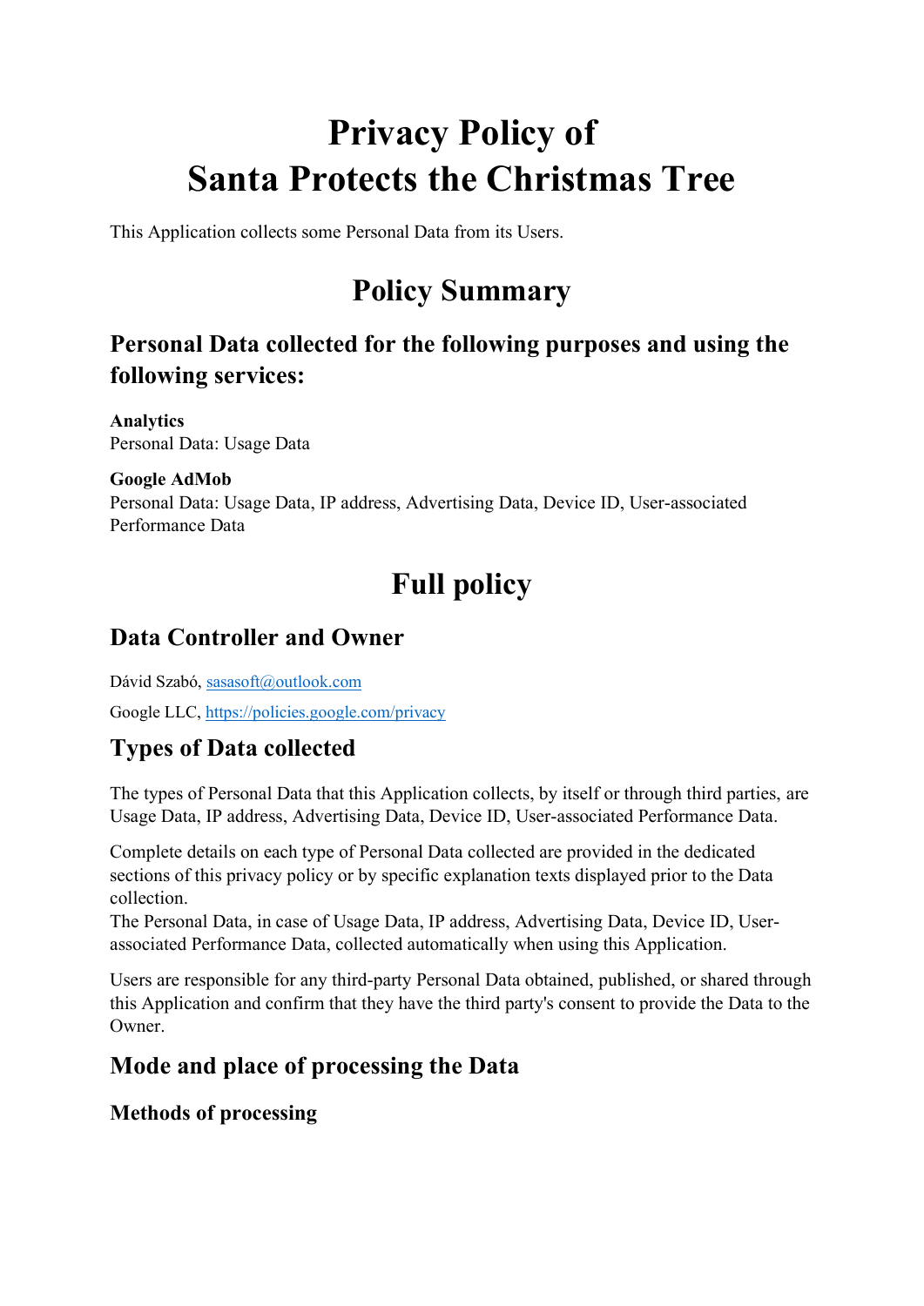# Privacy Policy of Santa Protects the Christmas Tree

This Application collects some Personal Data from its Users.

# Policy Summary

## Personal Data collected for the following purposes and using the following services:

**Analytics**
Personal Data: Usage Data

**Google AdMob**
Personal Data: Usage Data, IP address, Advertising Data, Device ID, User-associated Performance Data

# Full policy

## Data Controller and Owner

Dávid Szabó, sasasoft@outlook.com

Google LLC, https://policies.google.com/privacy

## Types of Data collected

The types of Personal Data that this Application collects, by itself or through third parties, are Usage Data, IP address, Advertising Data, Device ID, User-associated Performance Data.

Complete details on each type of Personal Data collected are provided in the dedicated sections of this privacy policy or by specific explanation texts displayed prior to the Data collection.
The Personal Data, in case of Usage Data, IP address, Advertising Data, Device ID, User-associated Performance Data, collected automatically when using this Application.

Users are responsible for any third-party Personal Data obtained, published, or shared through this Application and confirm that they have the third party's consent to provide the Data to the Owner.

## Mode and place of processing the Data

### Methods of processing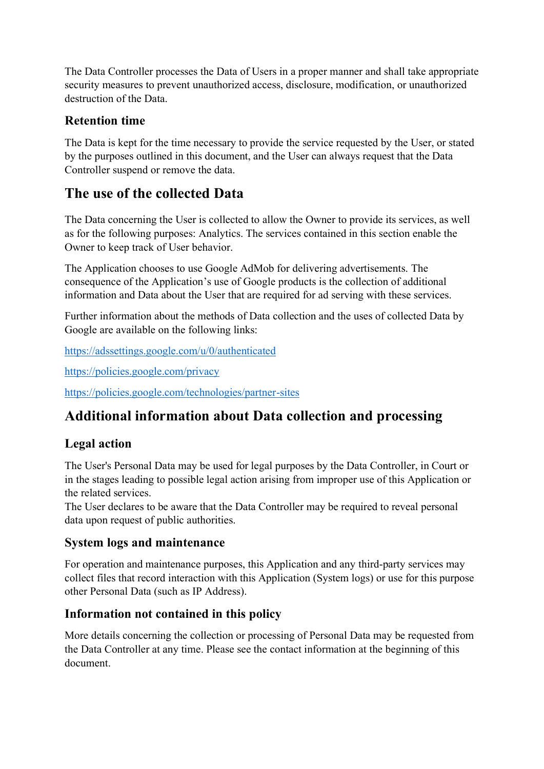The Data Controller processes the Data of Users in a proper manner and shall take appropriate security measures to prevent unauthorized access, disclosure, modification, or unauthorized destruction of the Data.

### Retention time

The Data is kept for the time necessary to provide the service requested by the User, or stated by the purposes outlined in this document, and the User can always request that the Data Controller suspend or remove the data.

## The use of the collected Data

The Data concerning the User is collected to allow the Owner to provide its services, as well as for the following purposes: Analytics. The services contained in this section enable the Owner to keep track of User behavior.

The Application chooses to use Google AdMob for delivering advertisements. The consequence of the Application's use of Google products is the collection of additional information and Data about the User that are required for ad serving with these services.

Further information about the methods of Data collection and the uses of collected Data by Google are available on the following links:

https://adssettings.google.com/u/0/authenticated

https://policies.google.com/privacy

https://policies.google.com/technologies/partner-sites

## Additional information about Data collection and processing

### Legal action

The User's Personal Data may be used for legal purposes by the Data Controller, in Court or in the stages leading to possible legal action arising from improper use of this Application or the related services.
The User declares to be aware that the Data Controller may be required to reveal personal data upon request of public authorities.

### System logs and maintenance

For operation and maintenance purposes, this Application and any third-party services may collect files that record interaction with this Application (System logs) or use for this purpose other Personal Data (such as IP Address).

### Information not contained in this policy

More details concerning the collection or processing of Personal Data may be requested from the Data Controller at any time. Please see the contact information at the beginning of this document.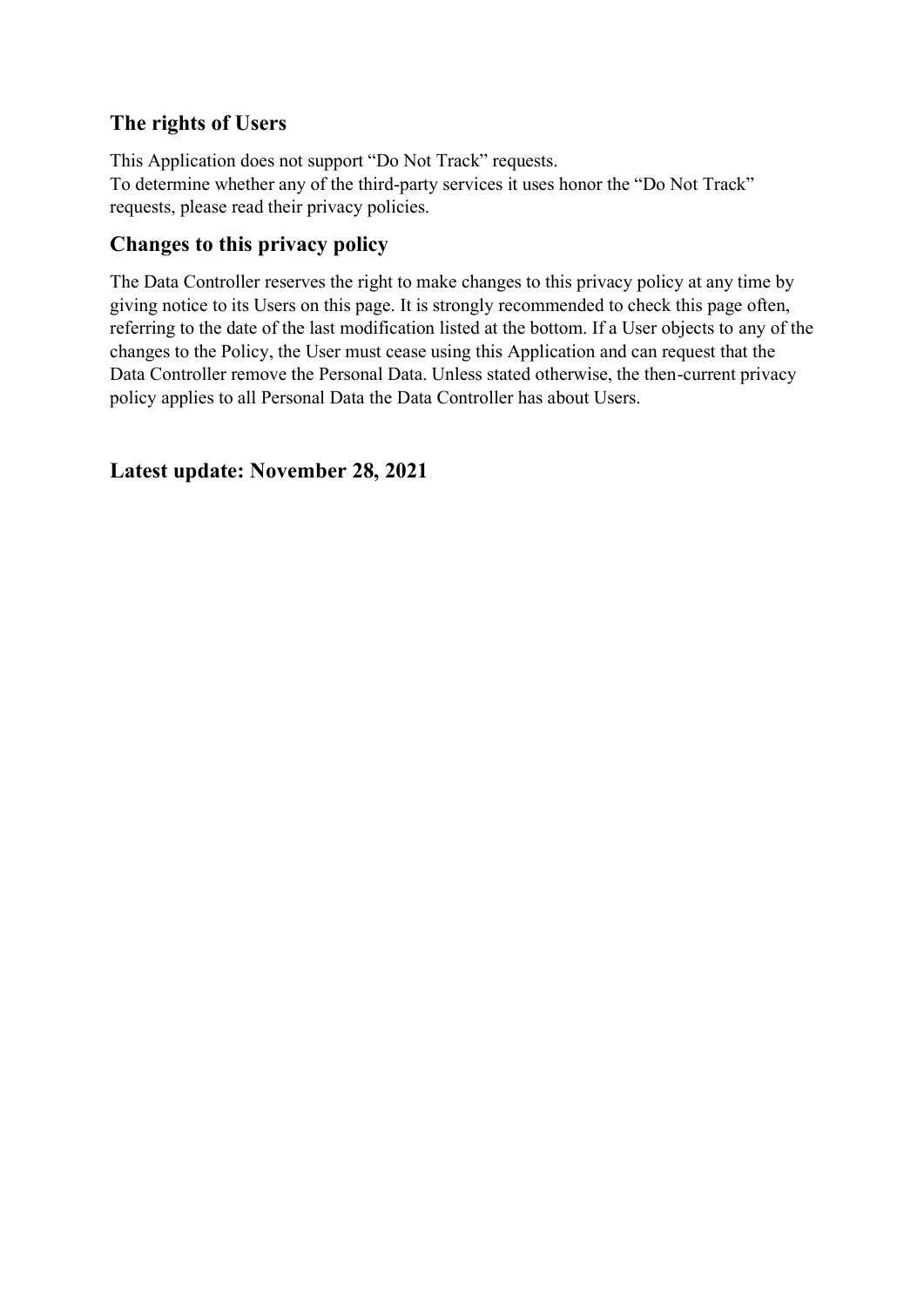## The rights of Users

This Application does not support "Do Not Track" requests.
To determine whether any of the third-party services it uses honor the "Do Not Track" requests, please read their privacy policies.

## Changes to this privacy policy

The Data Controller reserves the right to make changes to this privacy policy at any time by giving notice to its Users on this page. It is strongly recommended to check this page often, referring to the date of the last modification listed at the bottom. If a User objects to any of the changes to the Policy, the User must cease using this Application and can request that the Data Controller remove the Personal Data. Unless stated otherwise, the then-current privacy policy applies to all Personal Data the Data Controller has about Users.

## Latest update: November 28, 2021